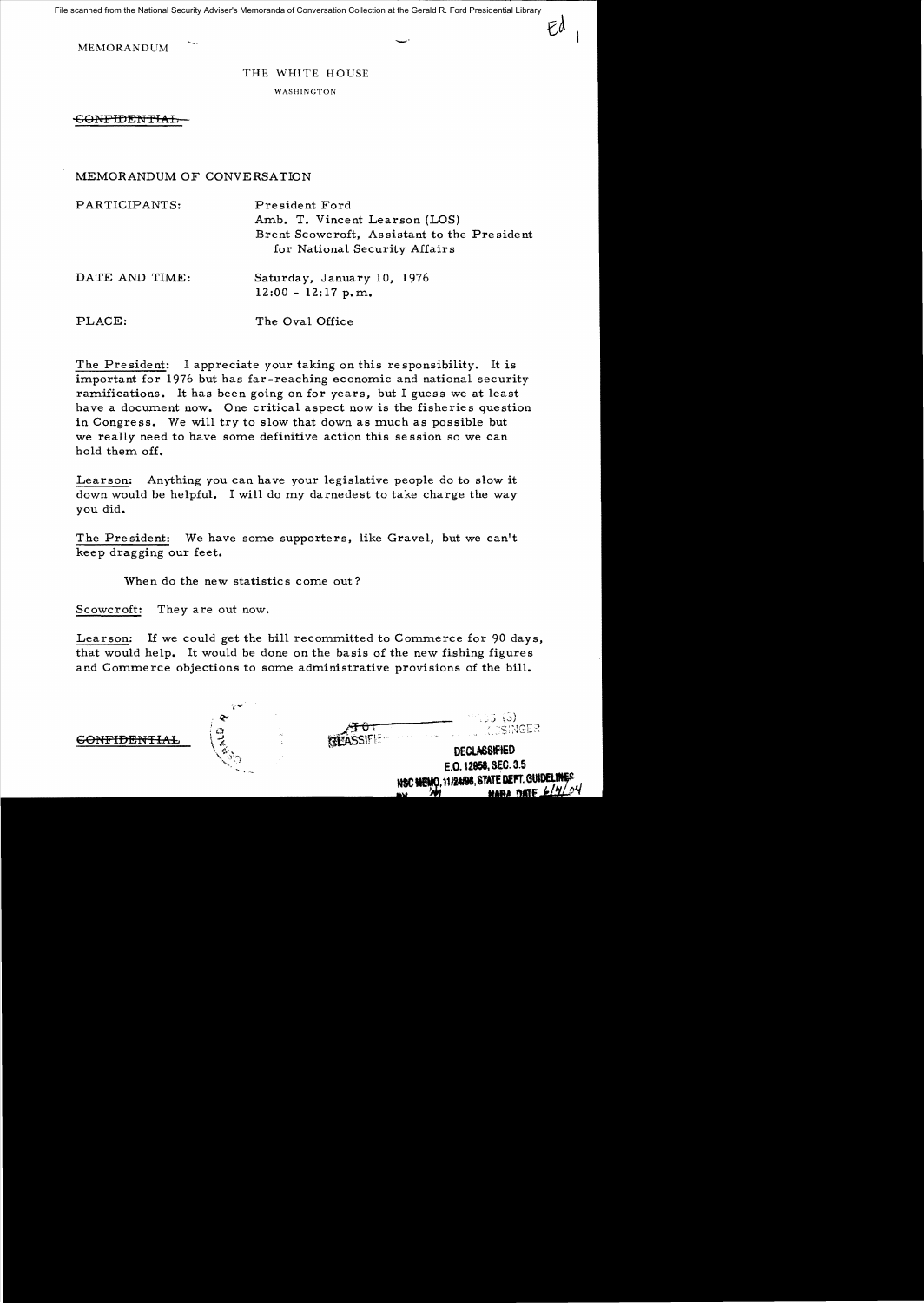File scanned from the National Security Adviser's Memoranda of Conversation Collection at the Gerald R. Ford Presidential Library

MEMORANDUM

THE WHITE HOUSE

WASHINGTON

~~CONFIDENTIAL~~

MEMORANDUM OF CONVERSATION

PARTICIPANTS: President Ford
Amb. T. Vincent Learson (LOS)
Brent Scowcroft, Assistant to the President for National Security Affairs

DATE AND TIME: Saturday, January 10, 1976
12:00 - 12:17 p.m.

PLACE: The Oval Office

The President: I appreciate your taking on this responsibility. It is important for 1976 but has far-reaching economic and national security ramifications. It has been going on for years, but I guess we at least have a document now. One critical aspect now is the fisheries question in Congress. We will try to slow that down as much as possible but we really need to have some definitive action this session so we can hold them off.

Learson: Anything you can have your legislative people do to slow it down would be helpful. I will do my darnedest to take charge the way you did.

The President: We have some supporters, like Gravel, but we can't keep dragging our feet.

When do the new statistics come out?

Scowcroft: They are out now.

Learson: If we could get the bill recommitted to Commerce for 90 days, that would help. It would be done on the basis of the new fishing figures and Commerce objections to some administrative provisions of the bill.

~~CONFIDENTIAL~~

DECLASSIFIED
E.O. 12958, SEC. 3.5
NSC MEMO, 11/24/98, STATE DEPT. GUIDELINES
NARA DATE 6/4/04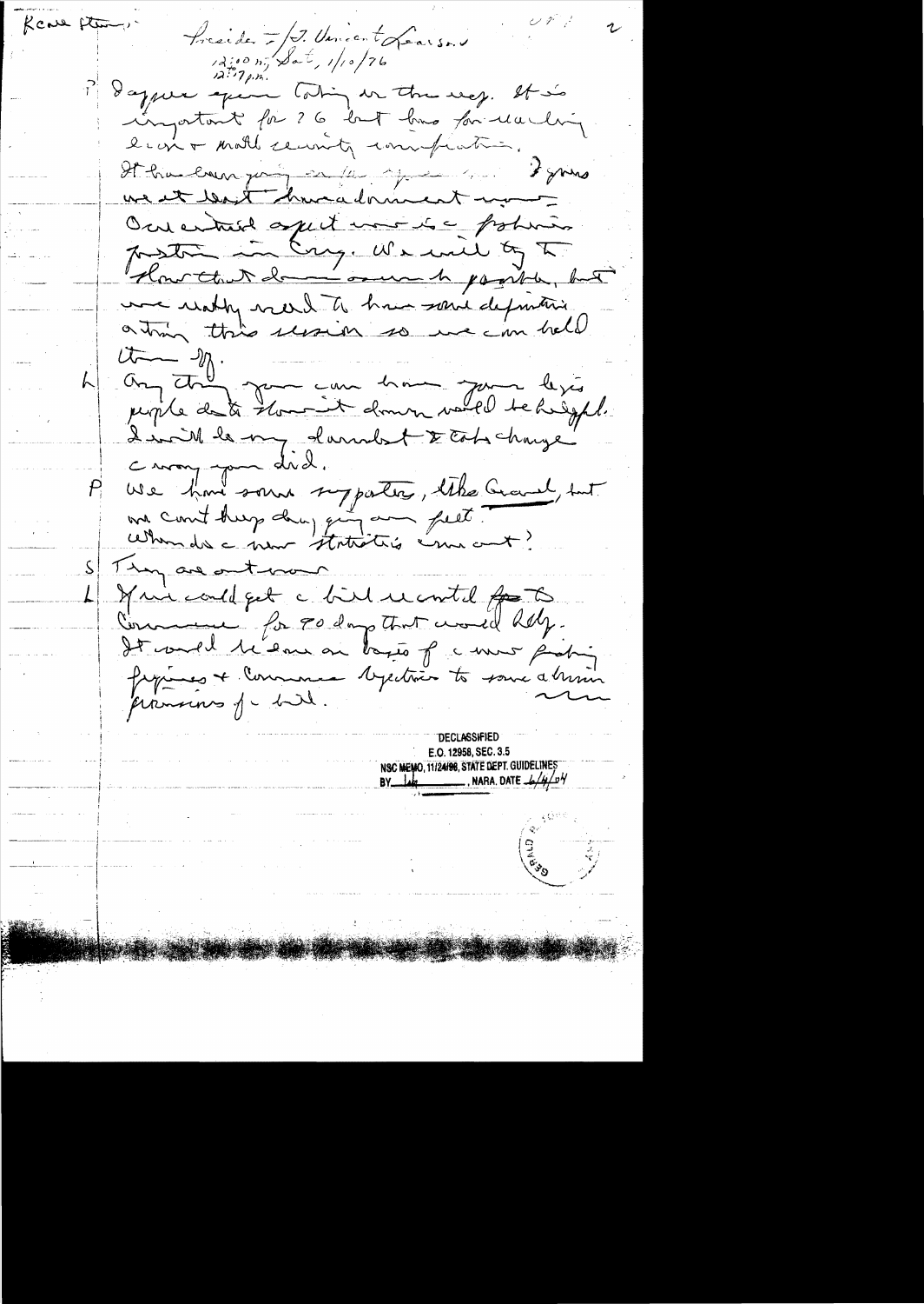Keane Stump

President / J. Vincent Learson
12:00 n, Sat, 1/10/76
12:57 p.m.

P I appreciate your taking in this way. It is important for 2 6 but bad for undermining ... & nat'l security confrontation.

It has been going on for years ... I guess we at least have a document now.

Our central aspect now is a fisheries position in Cong. We will try to hold that down as much as possible, but we really need to have some definitive action this session so we can hold them off.

L Any thing you can have your legis people do to hold it down would be helpful. I will lay my demands & talk change c any you did.

P We have some supporters, like Conrad, but we can't keep dragging our feet. When do c new statistics come out?

S They are out now

L If we could get a bill recontd for to Commerce for 90 days that would help. It could be done on basis of c new fishing figures & Commerce objection to some admin provisions of bill.

DECLASSIFIED
E.O. 12958, SEC. 3.5
NSC MEMO, 11/24/98, STATE DEPT. GUIDELINES
BY [illegible], NARA. DATE 6/4/04